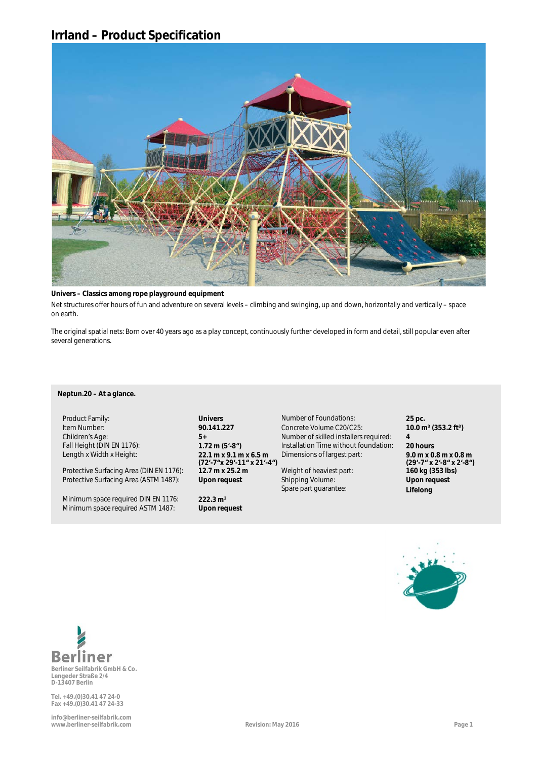# Irrland – Product Specification

**Univers – Classics among rope playground equipment**

Net structures offer hours of fun and adventure on several levels – climbing and swinging, up and down, horizontally and vertically – space on earth.

The original spatial nets: Born over 40 years ago as a play concept, continuously further developed in form and detail, still popular even after several generations.

**Neptun.20 – At a glance.**

| | | | |
|---|---|---|---|
| Product Family: | **Univers** | Number of Foundations: | **25 pc.** |
| Item Number: | **90.141.227** | Concrete Volume C20/C25: | **10.0 m³ (353.2 ft³)** |
| Children's Age: | **5+** | Number of skilled installers required: | **4** |
| Fall Height (DIN EN 1176): | **1.72 m (5'-8")** | Installation Time without foundation: | **20 hours** |
| Length x Width x Height: | **22.1 m x 9.1 m x 6.5 m (72'-7" x 29'-11" x 21'-4")** | Dimensions of largest part: | **9.0 m x 0.8 m x 0.8 m (29'-7" x 2'-8" x 2'-8")** |
| Protective Surfacing Area (DIN EN 1176): | **12.7 m x 25.2 m** | Weight of heaviest part: | **160 kg (353 lbs)** |
| Protective Surfacing Area (ASTM 1487): | **Upon request** | Shipping Volume: | **Upon request** |
| | | Spare part guarantee: | **Lifelong** |
| Minimum space required DIN EN 1176: | **222.3 m²** | | |
| Minimum space required ASTM 1487: | **Upon request** | | |

**Berliner**

Berliner Seilfabrik GmbH & Co.
Lengeder Straße 2/4
D-13407 Berlin

Tel. +49.(0)30.41 47 24-0
Fax +49.(0)30.41 47 24-33

info@berliner-seilfabrik.com
www.berliner-seilfabrik.com

Revision: May 2016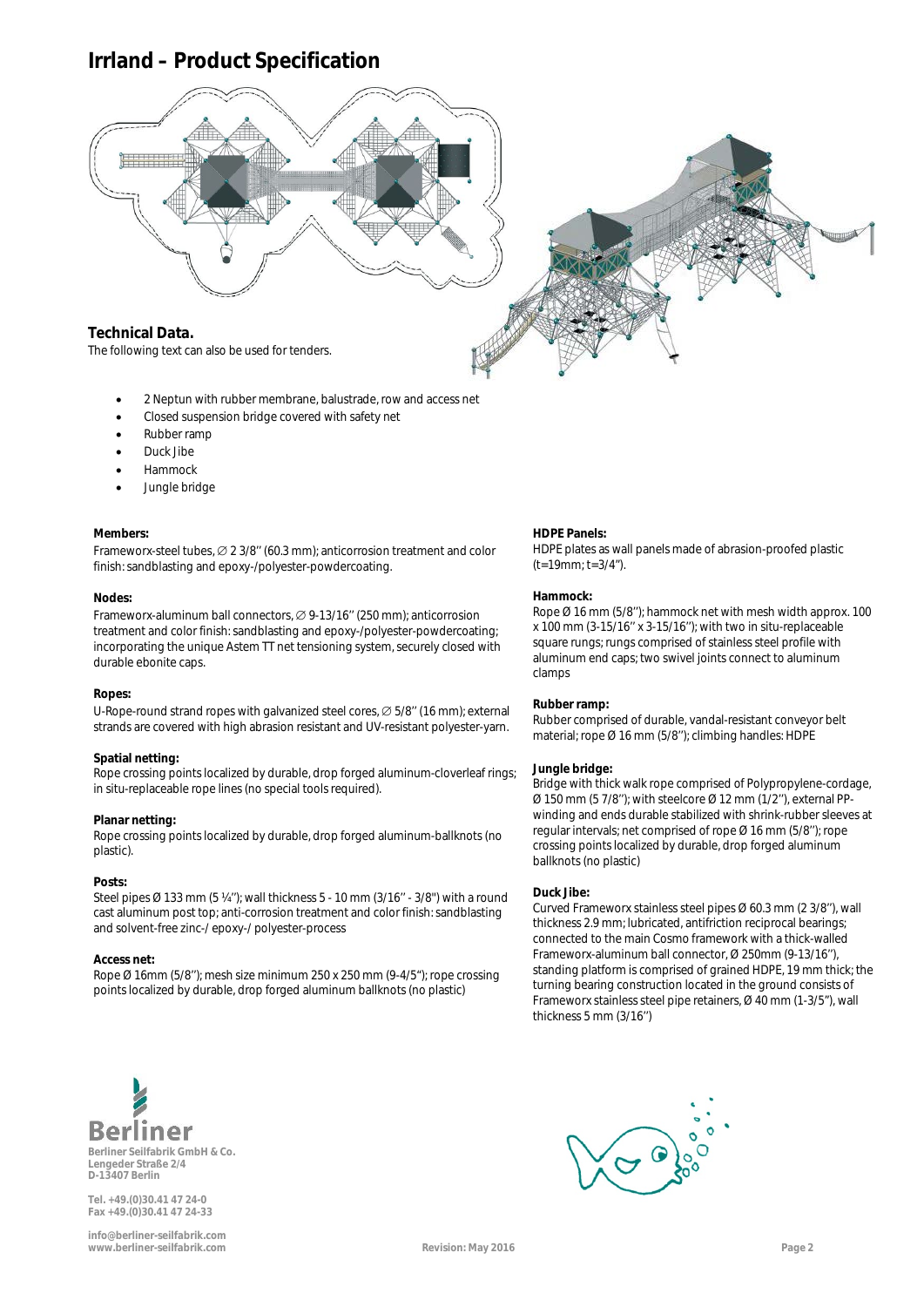# Irrland – Product Specification

### Technical Data.

The following text can also be used for tenders.

- 2 Neptun with rubber membrane, balustrade, row and access net
- Closed suspension bridge covered with safety net
- Rubber ramp
- Duck Jibe
- Hammock
- Jungle bridge

**Members:**

Frameworx-steel tubes, ∅ 2 3/8'' (60.3 mm); anticorrosion treatment and color finish: sandblasting and epoxy-/polyester-powdercoating.

**Nodes:**

Frameworx-aluminum ball connectors, ∅ 9-13/16'' (250 mm); anticorrosion treatment and color finish: sandblasting and epoxy-/polyester-powdercoating; incorporating the unique Astem TT net tensioning system, securely closed with durable ebonite caps.

**Ropes:**

U-Rope-round strand ropes with galvanized steel cores, ∅ 5/8'' (16 mm); external strands are covered with high abrasion resistant and UV-resistant polyester-yarn.

**Spatial netting:**

Rope crossing points localized by durable, drop forged aluminum-cloverleaf rings; in situ-replaceable rope lines (no special tools required).

**Planar netting:**

Rope crossing points localized by durable, drop forged aluminum-ballknots (no plastic).

**Posts:**

Steel pipes Ø 133 mm (5 ¼''); wall thickness 5 - 10 mm (3/16'' - 3/8'') with a round cast aluminum post top; anti-corrosion treatment and color finish: sandblasting and solvent-free zinc-/ epoxy-/ polyester-process

**Access net:**

Rope Ø 16mm (5/8''); mesh size minimum 250 x 250 mm (9-4/5''); rope crossing points localized by durable, drop forged aluminum ballknots (no plastic)

**HDPE Panels:**

HDPE plates as wall panels made of abrasion-proofed plastic (t=19mm; t=3/4'').

**Hammock:**

Rope Ø 16 mm (5/8''); hammock net with mesh width approx. 100 x 100 mm (3-15/16'' x 3-15/16''); with two in situ-replaceable square rungs; rungs comprised of stainless steel profile with aluminum end caps; two swivel joints connect to aluminum clamps

**Rubber ramp:**

Rubber comprised of durable, vandal-resistant conveyor belt material; rope Ø 16 mm (5/8''); climbing handles: HDPE

**Jungle bridge:**

Bridge with thick walk rope comprised of Polypropylene-cordage, Ø 150 mm (5 7/8''); with steelcore Ø 12 mm (1/2''), external PP-winding and ends durable stabilized with shrink-rubber sleeves at regular intervals; net comprised of rope Ø 16 mm (5/8''); rope crossing points localized by durable, drop forged aluminum ballknots (no plastic)

**Duck Jibe:**

Curved Frameworx stainless steel pipes Ø 60.3 mm (2 3/8''), wall thickness 2.9 mm; lubricated, antifriction reciprocal bearings; connected to the main Cosmo framework with a thick-walled Frameworx-aluminum ball connector, Ø 250mm (9-13/16''), standing platform is comprised of grained HDPE, 19 mm thick; the turning bearing construction located in the ground consists of Frameworx stainless steel pipe retainers, Ø 40 mm (1-3/5''), wall thickness 5 mm (3/16'')

**Berliner**

Berliner Seilfabrik GmbH & Co.
Lengeder Straße 2/4
D-13407 Berlin

Tel. +49.(0)30.41 47 24-0
Fax +49.(0)30.41 47 24-33

info@berliner-seilfabrik.com
www.berliner-seilfabrik.com

Revision: May 2016